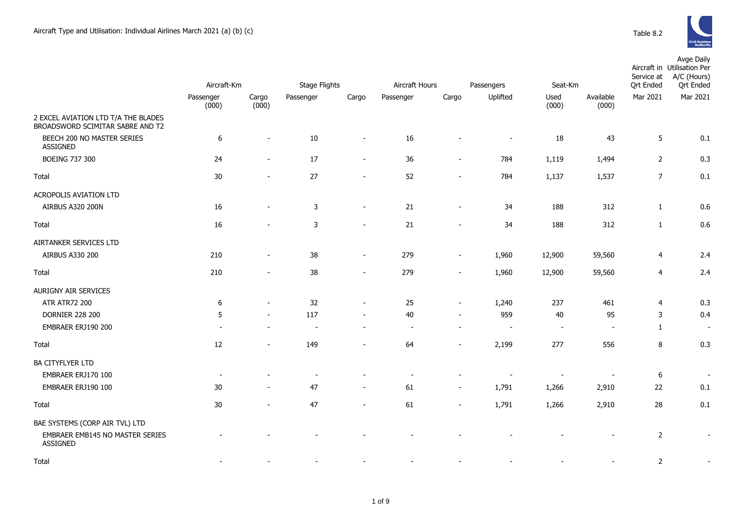# Aircraft Type and Utilisation: Individual Airlines March 2021 (a) (b) (c)

Table 8.2

| | Aircraft-Km | | Stage Flights | | Aircraft Hours | | Passengers | Seat-Km | | Aircraft in Service at Qrt Ended | Avge Daily Utilisation Per A/C (Hours) Qrt Ended |
|---|---|---|---|---|---|---|---|---|---|---|---|
| | Passenger (000) | Cargo (000) | Passenger | Cargo | Passenger | Cargo | Uplifted | Used (000) | Available (000) | Mar 2021 | Mar 2021 |
| 2 EXCEL AVIATION LTD T/A THE BLADES BROADSWORD SCIMITAR SABRE AND T2 | | | | | | | | | | | |
| BEECH 200 NO MASTER SERIES ASSIGNED | 6 | - | 10 | - | 16 | - | - | 18 | 43 | 5 | 0.1 |
| BOEING 737 300 | 24 | - | 17 | - | 36 | - | 784 | 1,119 | 1,494 | 2 | 0.3 |
| Total | 30 | - | 27 | - | 52 | - | 784 | 1,137 | 1,537 | 7 | 0.1 |
| ACROPOLIS AVIATION LTD | | | | | | | | | | | |
| AIRBUS A320 200N | 16 | - | 3 | - | 21 | - | 34 | 188 | 312 | 1 | 0.6 |
| Total | 16 | - | 3 | - | 21 | - | 34 | 188 | 312 | 1 | 0.6 |
| AIRTANKER SERVICES LTD | | | | | | | | | | | |
| AIRBUS A330 200 | 210 | - | 38 | - | 279 | - | 1,960 | 12,900 | 59,560 | 4 | 2.4 |
| Total | 210 | - | 38 | - | 279 | - | 1,960 | 12,900 | 59,560 | 4 | 2.4 |
| AURIGNY AIR SERVICES | | | | | | | | | | | |
| ATR ATR72 200 | 6 | - | 32 | - | 25 | - | 1,240 | 237 | 461 | 4 | 0.3 |
| DORNIER 228 200 | 5 | - | 117 | - | 40 | - | 959 | 40 | 95 | 3 | 0.4 |
| EMBRAER ERJ190 200 | - | - | - | - | - | - | - | - | - | 1 | - |
| Total | 12 | - | 149 | - | 64 | - | 2,199 | 277 | 556 | 8 | 0.3 |
| BA CITYFLYER LTD | | | | | | | | | | | |
| EMBRAER ERJ170 100 | - | - | - | - | - | - | - | - | - | 6 | - |
| EMBRAER ERJ190 100 | 30 | - | 47 | - | 61 | - | 1,791 | 1,266 | 2,910 | 22 | 0.1 |
| Total | 30 | - | 47 | - | 61 | - | 1,791 | 1,266 | 2,910 | 28 | 0.1 |
| BAE SYSTEMS (CORP AIR TVL) LTD | | | | | | | | | | | |
| EMBRAER EMB145 NO MASTER SERIES ASSIGNED | - | - | - | - | - | - | - | - | - | 2 | - |
| Total | - | - | - | - | - | - | - | - | - | 2 | - |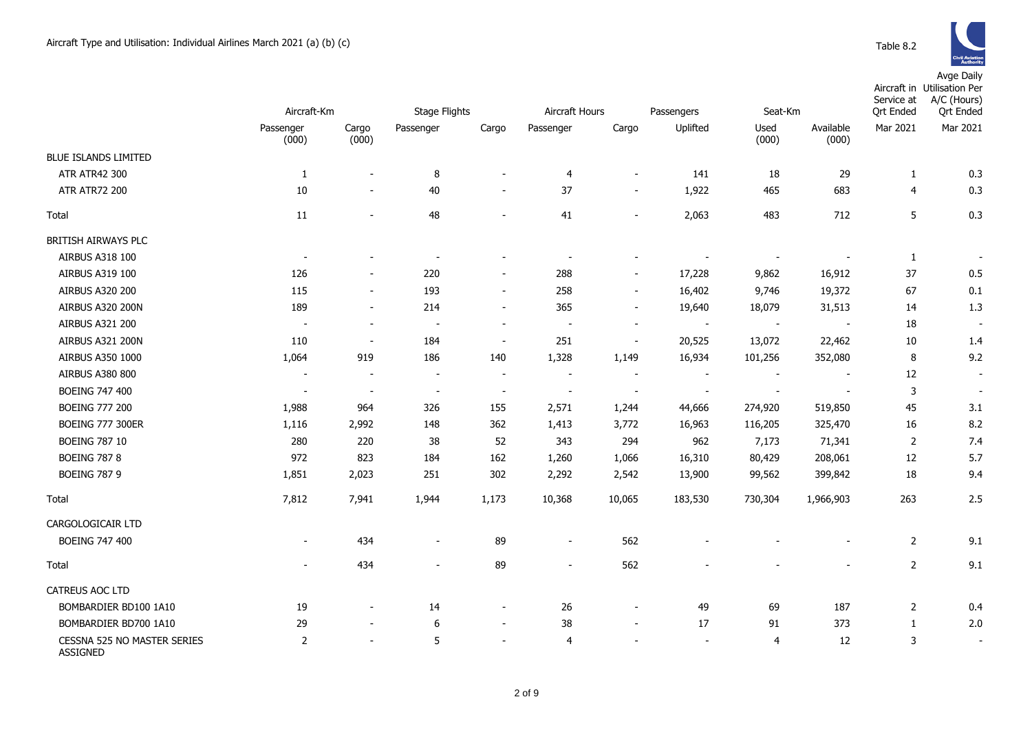Aircraft Type and Utilisation: Individual Airlines March 2021 (a) (b) (c)

Table 8.2

| | Aircraft-Km | | Stage Flights | | Aircraft Hours | | Passengers | Seat-Km | | Aircraft in Service at Qrt Ended | Avge Daily Utilisation Per A/C (Hours) Qrt Ended |
|---|---|---|---|---|---|---|---|---|---|---|---|
| | Passenger (000) | Cargo (000) | Passenger | Cargo | Passenger | Cargo | Uplifted | Used (000) | Available (000) | Mar 2021 | Mar 2021 |
| BLUE ISLANDS LIMITED | | | | | | | | | | | |
| ATR ATR42 300 | 1 | - | 8 | - | 4 | - | 141 | 18 | 29 | 1 | 0.3 |
| ATR ATR72 200 | 10 | - | 40 | - | 37 | - | 1,922 | 465 | 683 | 4 | 0.3 |
| Total | 11 | - | 48 | - | 41 | - | 2,063 | 483 | 712 | 5 | 0.3 |
| BRITISH AIRWAYS PLC | | | | | | | | | | | |
| AIRBUS A318 100 | - | - | - | - | - | - | - | - | - | 1 | - |
| AIRBUS A319 100 | 126 | - | 220 | - | 288 | - | 17,228 | 9,862 | 16,912 | 37 | 0.5 |
| AIRBUS A320 200 | 115 | - | 193 | - | 258 | - | 16,402 | 9,746 | 19,372 | 67 | 0.1 |
| AIRBUS A320 200N | 189 | - | 214 | - | 365 | - | 19,640 | 18,079 | 31,513 | 14 | 1.3 |
| AIRBUS A321 200 | - | - | - | - | - | - | - | - | - | 18 | - |
| AIRBUS A321 200N | 110 | - | 184 | - | 251 | - | 20,525 | 13,072 | 22,462 | 10 | 1.4 |
| AIRBUS A350 1000 | 1,064 | 919 | 186 | 140 | 1,328 | 1,149 | 16,934 | 101,256 | 352,080 | 8 | 9.2 |
| AIRBUS A380 800 | - | - | - | - | - | - | - | - | - | 12 | - |
| BOEING 747 400 | - | - | - | - | - | - | - | - | - | 3 | - |
| BOEING 777 200 | 1,988 | 964 | 326 | 155 | 2,571 | 1,244 | 44,666 | 274,920 | 519,850 | 45 | 3.1 |
| BOEING 777 300ER | 1,116 | 2,992 | 148 | 362 | 1,413 | 3,772 | 16,963 | 116,205 | 325,470 | 16 | 8.2 |
| BOEING 787 10 | 280 | 220 | 38 | 52 | 343 | 294 | 962 | 7,173 | 71,341 | 2 | 7.4 |
| BOEING 787 8 | 972 | 823 | 184 | 162 | 1,260 | 1,066 | 16,310 | 80,429 | 208,061 | 12 | 5.7 |
| BOEING 787 9 | 1,851 | 2,023 | 251 | 302 | 2,292 | 2,542 | 13,900 | 99,562 | 399,842 | 18 | 9.4 |
| Total | 7,812 | 7,941 | 1,944 | 1,173 | 10,368 | 10,065 | 183,530 | 730,304 | 1,966,903 | 263 | 2.5 |
| CARGOLOGICAIR LTD | | | | | | | | | | | |
| BOEING 747 400 | - | 434 | - | 89 | - | 562 | - | - | - | 2 | 9.1 |
| Total | - | 434 | - | 89 | - | 562 | - | - | - | 2 | 9.1 |
| CATREUS AOC LTD | | | | | | | | | | | |
| BOMBARDIER BD100 1A10 | 19 | - | 14 | - | 26 | - | 49 | 69 | 187 | 2 | 0.4 |
| BOMBARDIER BD700 1A10 | 29 | - | 6 | - | 38 | - | 17 | 91 | 373 | 1 | 2.0 |
| CESSNA 525 NO MASTER SERIES ASSIGNED | 2 | - | 5 | - | 4 | - | - | 4 | 12 | 3 | - |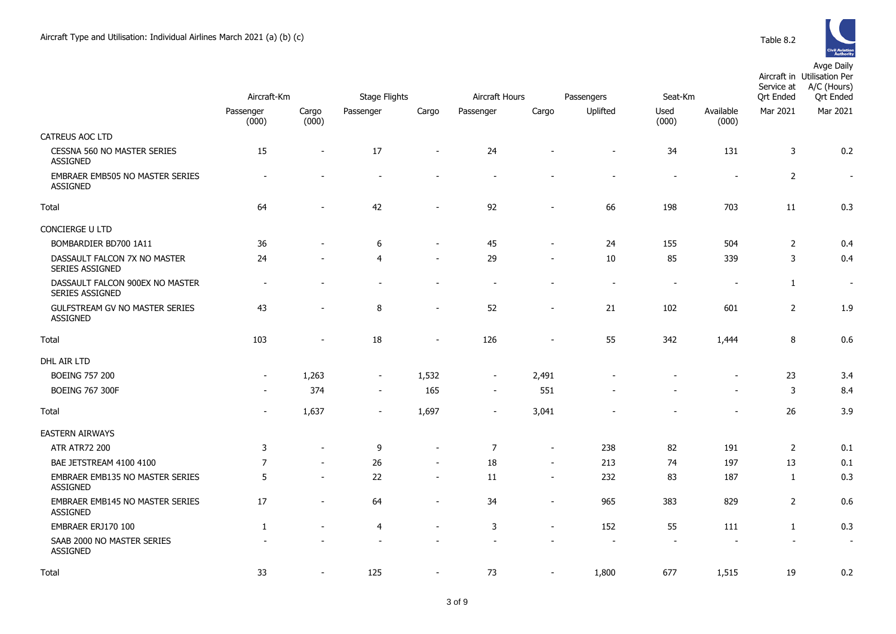Aircraft Type and Utilisation: Individual Airlines March 2021 (a) (b) (c)

Table 8.2

| | Aircraft-Km | | Stage Flights | | Aircraft Hours | | Passengers | Seat-Km | | Aircraft in Service at Qrt Ended | Avge Daily Utilisation Per A/C (Hours) Qrt Ended |
|---|---|---|---|---|---|---|---|---|---|---|---|
| | Passenger (000) | Cargo (000) | Passenger | Cargo | Passenger | Cargo | Uplifted | Used (000) | Available (000) | Mar 2021 | Mar 2021 |
| CATREUS AOC LTD | | | | | | | | | | | |
| CESSNA 560 NO MASTER SERIES ASSIGNED | 15 | - | 17 | - | 24 | - | - | 34 | 131 | 3 | 0.2 |
| EMBRAER EMB505 NO MASTER SERIES ASSIGNED | - | - | - | - | - | - | - | - | - | 2 | - |
| Total | 64 | - | 42 | - | 92 | - | 66 | 198 | 703 | 11 | 0.3 |
| CONCIERGE U LTD | | | | | | | | | | | |
| BOMBARDIER BD700 1A11 | 36 | - | 6 | - | 45 | - | 24 | 155 | 504 | 2 | 0.4 |
| DASSAULT FALCON 7X NO MASTER SERIES ASSIGNED | 24 | - | 4 | - | 29 | - | 10 | 85 | 339 | 3 | 0.4 |
| DASSAULT FALCON 900EX NO MASTER SERIES ASSIGNED | - | - | - | - | - | - | - | - | - | 1 | - |
| GULFSTREAM GV NO MASTER SERIES ASSIGNED | 43 | - | 8 | - | 52 | - | 21 | 102 | 601 | 2 | 1.9 |
| Total | 103 | - | 18 | - | 126 | - | 55 | 342 | 1,444 | 8 | 0.6 |
| DHL AIR LTD | | | | | | | | | | | |
| BOEING 757 200 | - | 1,263 | - | 1,532 | - | 2,491 | - | - | - | 23 | 3.4 |
| BOEING 767 300F | - | 374 | - | 165 | - | 551 | - | - | - | 3 | 8.4 |
| Total | - | 1,637 | - | 1,697 | - | 3,041 | - | - | - | 26 | 3.9 |
| EASTERN AIRWAYS | | | | | | | | | | | |
| ATR ATR72 200 | 3 | - | 9 | - | 7 | - | 238 | 82 | 191 | 2 | 0.1 |
| BAE JETSTREAM 4100 4100 | 7 | - | 26 | - | 18 | - | 213 | 74 | 197 | 13 | 0.1 |
| EMBRAER EMB135 NO MASTER SERIES ASSIGNED | 5 | - | 22 | - | 11 | - | 232 | 83 | 187 | 1 | 0.3 |
| EMBRAER EMB145 NO MASTER SERIES ASSIGNED | 17 | - | 64 | - | 34 | - | 965 | 383 | 829 | 2 | 0.6 |
| EMBRAER ERJ170 100 | 1 | - | 4 | - | 3 | - | 152 | 55 | 111 | 1 | 0.3 |
| SAAB 2000 NO MASTER SERIES ASSIGNED | - | - | - | - | - | - | - | - | - | - | - |
| Total | 33 | - | 125 | - | 73 | - | 1,800 | 677 | 1,515 | 19 | 0.2 |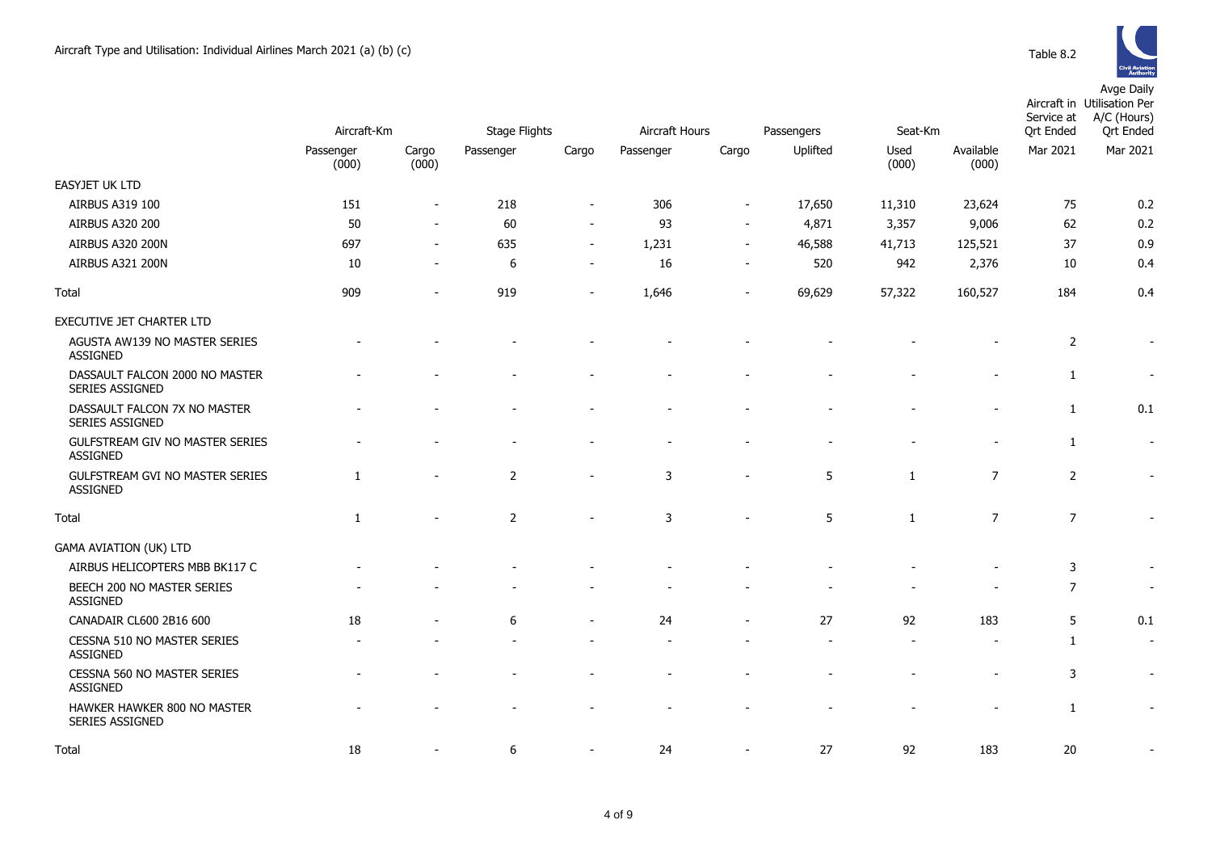Aircraft Type and Utilisation: Individual Airlines March 2021 (a) (b) (c)

Table 8.2

| | Aircraft-Km | | Stage Flights | | Aircraft Hours | | Passengers | Seat-Km | | Aircraft in Service at Qrt Ended | Avge Daily Utilisation Per A/C (Hours) Qrt Ended |
|---|---|---|---|---|---|---|---|---|---|---|---|
| | Passenger (000) | Cargo (000) | Passenger | Cargo | Passenger | Cargo | Uplifted | Used (000) | Available (000) | Mar 2021 | Mar 2021 |
| EASYJET UK LTD | | | | | | | | | | | |
| AIRBUS A319 100 | 151 | - | 218 | - | 306 | - | 17,650 | 11,310 | 23,624 | 75 | 0.2 |
| AIRBUS A320 200 | 50 | - | 60 | - | 93 | - | 4,871 | 3,357 | 9,006 | 62 | 0.2 |
| AIRBUS A320 200N | 697 | - | 635 | - | 1,231 | - | 46,588 | 41,713 | 125,521 | 37 | 0.9 |
| AIRBUS A321 200N | 10 | - | 6 | - | 16 | - | 520 | 942 | 2,376 | 10 | 0.4 |
| Total | 909 | - | 919 | - | 1,646 | - | 69,629 | 57,322 | 160,527 | 184 | 0.4 |
| EXECUTIVE JET CHARTER LTD | | | | | | | | | | | |
| AGUSTA AW139 NO MASTER SERIES ASSIGNED | - | - | - | - | - | - | - | - | - | 2 | - |
| DASSAULT FALCON 2000 NO MASTER SERIES ASSIGNED | - | - | - | - | - | - | - | - | - | 1 | - |
| DASSAULT FALCON 7X NO MASTER SERIES ASSIGNED | - | - | - | - | - | - | - | - | - | 1 | 0.1 |
| GULFSTREAM GIV NO MASTER SERIES ASSIGNED | - | - | - | - | - | - | - | - | - | 1 | - |
| GULFSTREAM GVI NO MASTER SERIES ASSIGNED | 1 | - | 2 | - | 3 | - | 5 | 1 | 7 | 2 | - |
| Total | 1 | - | 2 | - | 3 | - | 5 | 1 | 7 | 7 | - |
| GAMA AVIATION (UK) LTD | | | | | | | | | | | |
| AIRBUS HELICOPTERS MBB BK117 C | - | - | - | - | - | - | - | - | - | 3 | - |
| BEECH 200 NO MASTER SERIES ASSIGNED | - | - | - | - | - | - | - | - | - | 7 | - |
| CANADAIR CL600 2B16 600 | 18 | - | 6 | - | 24 | - | 27 | 92 | 183 | 5 | 0.1 |
| CESSNA 510 NO MASTER SERIES ASSIGNED | - | - | - | - | - | - | - | - | - | 1 | - |
| CESSNA 560 NO MASTER SERIES ASSIGNED | - | - | - | - | - | - | - | - | - | 3 | - |
| HAWKER HAWKER 800 NO MASTER SERIES ASSIGNED | - | - | - | - | - | - | - | - | - | 1 | - |
| Total | 18 | - | 6 | - | 24 | - | 27 | 92 | 183 | 20 | - |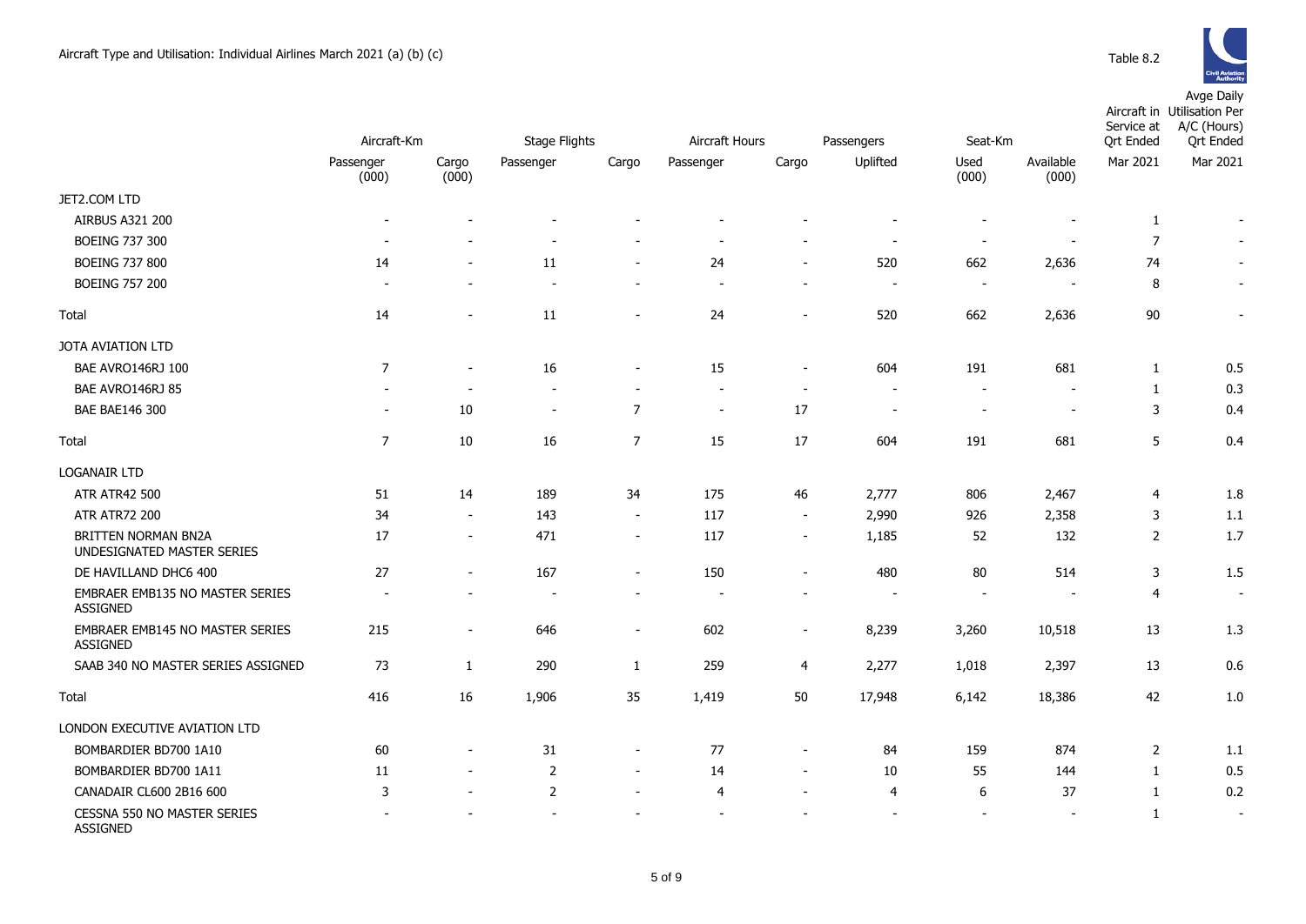# Aircraft Type and Utilisation: Individual Airlines March 2021 (a) (b) (c)

Table 8.2

| | Aircraft-Km | | Stage Flights | | Aircraft Hours | | Passengers | Seat-Km | | Aircraft in Service at Qrt Ended | Avge Daily Utilisation Per A/C (Hours) Qrt Ended |
|---|---|---|---|---|---|---|---|---|---|---|---|
| | Passenger (000) | Cargo (000) | Passenger | Cargo | Passenger | Cargo | Uplifted | Used (000) | Available (000) | Mar 2021 | Mar 2021 |
| JET2.COM LTD | | | | | | | | | | | |
| AIRBUS A321 200 | - | - | - | - | - | - | - | - | - | 1 | - |
| BOEING 737 300 | - | - | - | - | - | - | - | - | - | 7 | - |
| BOEING 737 800 | 14 | - | 11 | - | 24 | - | 520 | 662 | 2,636 | 74 | - |
| BOEING 757 200 | - | - | - | - | - | - | - | - | - | 8 | - |
| Total | 14 | - | 11 | - | 24 | - | 520 | 662 | 2,636 | 90 | - |
| JOTA AVIATION LTD | | | | | | | | | | | |
| BAE AVRO146RJ 100 | 7 | - | 16 | - | 15 | - | 604 | 191 | 681 | 1 | 0.5 |
| BAE AVRO146RJ 85 | - | - | - | - | - | - | - | - | - | 1 | 0.3 |
| BAE BAE146 300 | - | 10 | - | 7 | - | 17 | - | - | - | 3 | 0.4 |
| Total | 7 | 10 | 16 | 7 | 15 | 17 | 604 | 191 | 681 | 5 | 0.4 |
| LOGANAIR LTD | | | | | | | | | | | |
| ATR ATR42 500 | 51 | 14 | 189 | 34 | 175 | 46 | 2,777 | 806 | 2,467 | 4 | 1.8 |
| ATR ATR72 200 | 34 | - | 143 | - | 117 | - | 2,990 | 926 | 2,358 | 3 | 1.1 |
| BRITTEN NORMAN BN2A UNDESIGNATED MASTER SERIES | 17 | - | 471 | - | 117 | - | 1,185 | 52 | 132 | 2 | 1.7 |
| DE HAVILLAND DHC6 400 | 27 | - | 167 | - | 150 | - | 480 | 80 | 514 | 3 | 1.5 |
| EMBRAER EMB135 NO MASTER SERIES ASSIGNED | - | - | - | - | - | - | - | - | - | 4 | - |
| EMBRAER EMB145 NO MASTER SERIES ASSIGNED | 215 | - | 646 | - | 602 | - | 8,239 | 3,260 | 10,518 | 13 | 1.3 |
| SAAB 340 NO MASTER SERIES ASSIGNED | 73 | 1 | 290 | 1 | 259 | 4 | 2,277 | 1,018 | 2,397 | 13 | 0.6 |
| Total | 416 | 16 | 1,906 | 35 | 1,419 | 50 | 17,948 | 6,142 | 18,386 | 42 | 1.0 |
| LONDON EXECUTIVE AVIATION LTD | | | | | | | | | | | |
| BOMBARDIER BD700 1A10 | 60 | - | 31 | - | 77 | - | 84 | 159 | 874 | 2 | 1.1 |
| BOMBARDIER BD700 1A11 | 11 | - | 2 | - | 14 | - | 10 | 55 | 144 | 1 | 0.5 |
| CANADAIR CL600 2B16 600 | 3 | - | 2 | - | 4 | - | 4 | 6 | 37 | 1 | 0.2 |
| CESSNA 550 NO MASTER SERIES ASSIGNED | - | - | - | - | - | - | - | - | - | 1 | - |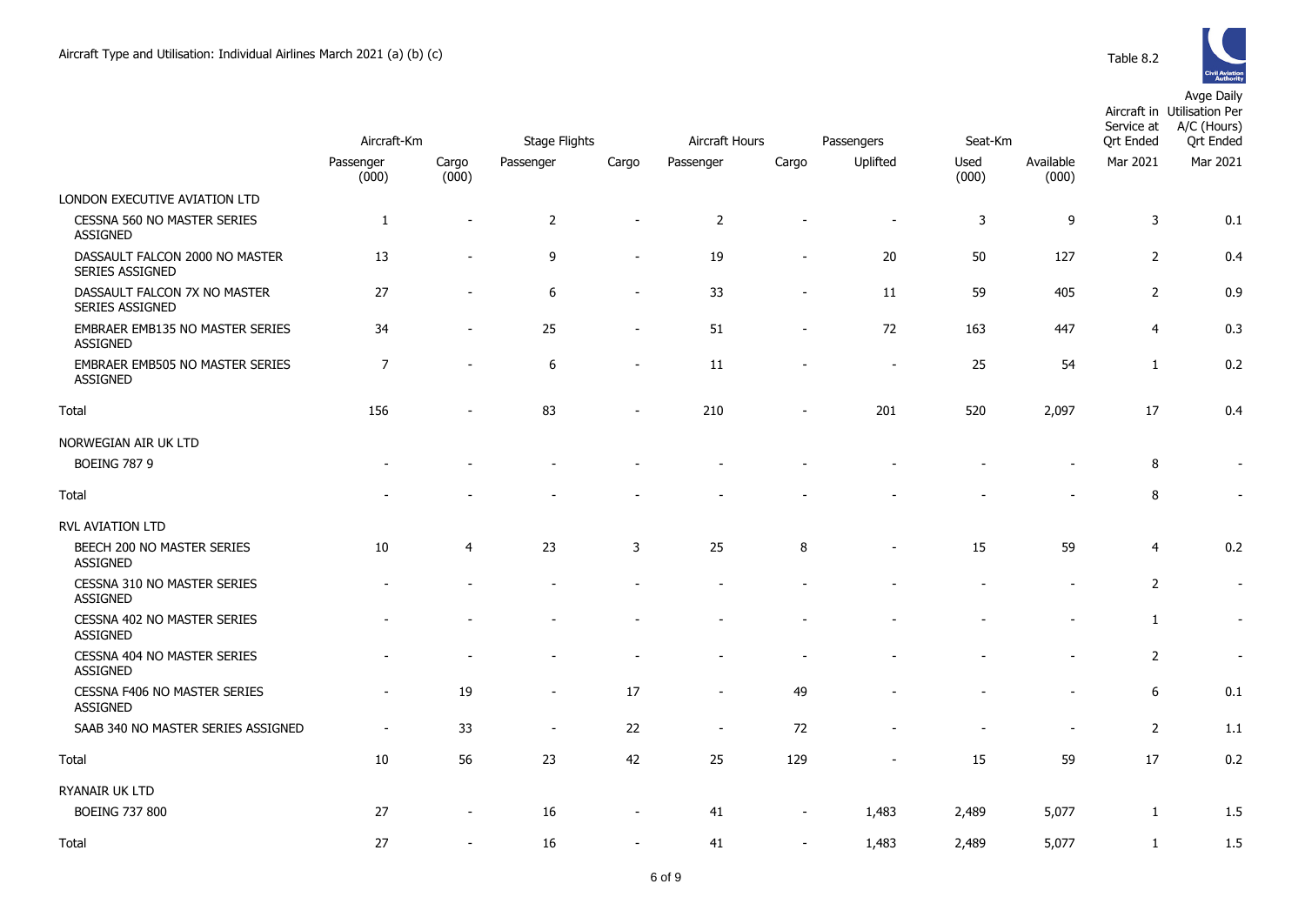Aircraft Type and Utilisation: Individual Airlines March 2021 (a) (b) (c)

Table 8.2

| | Aircraft-Km | | Stage Flights | | Aircraft Hours | | Passengers | Seat-Km | | Aircraft in Service at Qrt Ended | Avge Daily Utilisation Per A/C (Hours) Qrt Ended |
|---|---|---|---|---|---|---|---|---|---|---|---|
| | Passenger (000) | Cargo (000) | Passenger | Cargo | Passenger | Cargo | Uplifted | Used (000) | Available (000) | Mar 2021 | Mar 2021 |
| LONDON EXECUTIVE AVIATION LTD | | | | | | | | | | | |
| CESSNA 560 NO MASTER SERIES ASSIGNED | 1 | - | 2 | - | 2 | - | - | 3 | 9 | 3 | 0.1 |
| DASSAULT FALCON 2000 NO MASTER SERIES ASSIGNED | 13 | - | 9 | - | 19 | - | 20 | 50 | 127 | 2 | 0.4 |
| DASSAULT FALCON 7X NO MASTER SERIES ASSIGNED | 27 | - | 6 | - | 33 | - | 11 | 59 | 405 | 2 | 0.9 |
| EMBRAER EMB135 NO MASTER SERIES ASSIGNED | 34 | - | 25 | - | 51 | - | 72 | 163 | 447 | 4 | 0.3 |
| EMBRAER EMB505 NO MASTER SERIES ASSIGNED | 7 | - | 6 | - | 11 | - | - | 25 | 54 | 1 | 0.2 |
| Total | 156 | - | 83 | - | 210 | - | 201 | 520 | 2,097 | 17 | 0.4 |
| NORWEGIAN AIR UK LTD | | | | | | | | | | | |
| BOEING 787 9 | - | - | - | - | - | - | - | - | - | 8 | - |
| Total | - | - | - | - | - | - | - | - | - | 8 | - |
| RVL AVIATION LTD | | | | | | | | | | | |
| BEECH 200 NO MASTER SERIES ASSIGNED | 10 | 4 | 23 | 3 | 25 | 8 | - | 15 | 59 | 4 | 0.2 |
| CESSNA 310 NO MASTER SERIES ASSIGNED | - | - | - | - | - | - | - | - | - | 2 | - |
| CESSNA 402 NO MASTER SERIES ASSIGNED | - | - | - | - | - | - | - | - | - | 1 | - |
| CESSNA 404 NO MASTER SERIES ASSIGNED | - | - | - | - | - | - | - | - | - | 2 | - |
| CESSNA F406 NO MASTER SERIES ASSIGNED | - | 19 | - | 17 | - | 49 | - | - | - | 6 | 0.1 |
| SAAB 340 NO MASTER SERIES ASSIGNED | - | 33 | - | 22 | - | 72 | - | - | - | 2 | 1.1 |
| Total | 10 | 56 | 23 | 42 | 25 | 129 | - | 15 | 59 | 17 | 0.2 |
| RYANAIR UK LTD | | | | | | | | | | | |
| BOEING 737 800 | 27 | - | 16 | - | 41 | - | 1,483 | 2,489 | 5,077 | 1 | 1.5 |
| Total | 27 | - | 16 | - | 41 | - | 1,483 | 2,489 | 5,077 | 1 | 1.5 |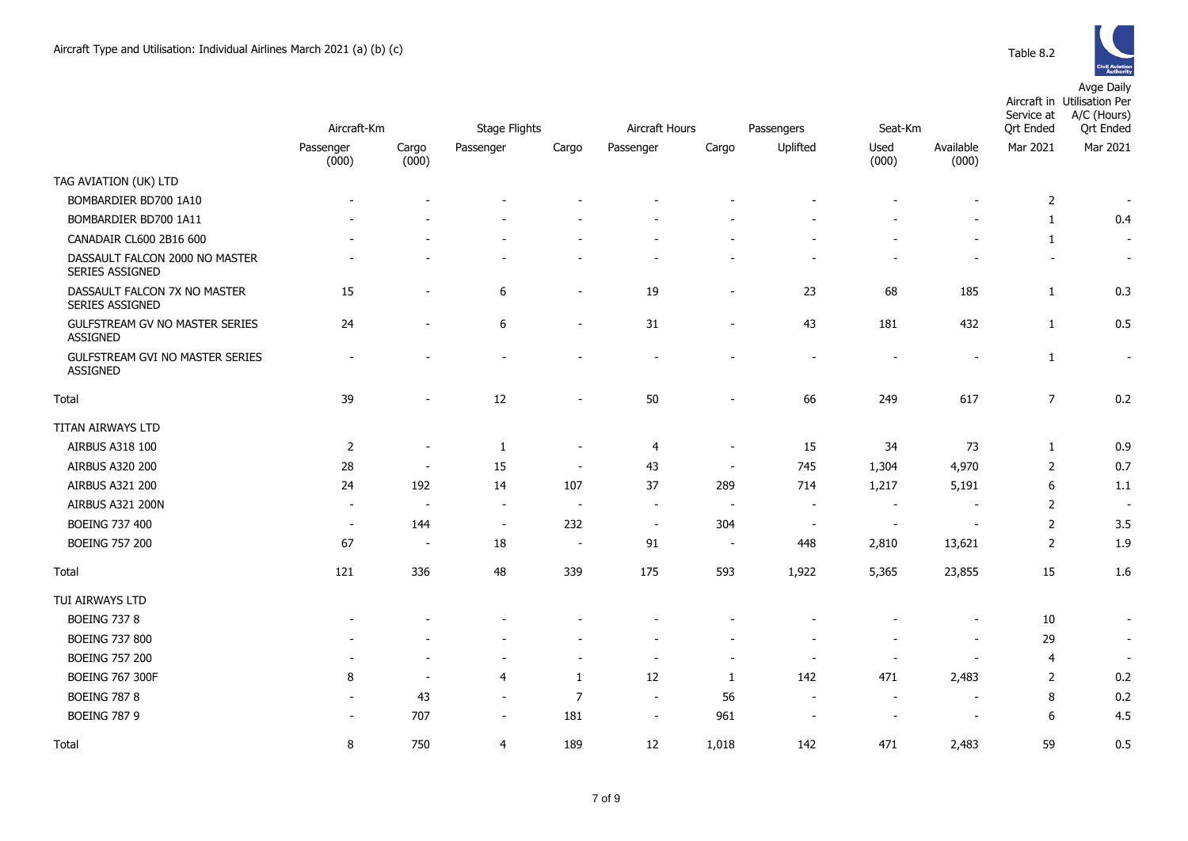Aircraft Type and Utilisation: Individual Airlines March 2021 (a) (b) (c)

Table 8.2

| | Aircraft-Km | | Stage Flights | | Aircraft Hours | | Passengers | Seat-Km | | Aircraft in Service at Qrt Ended | Avge Daily Utilisation Per A/C (Hours) Qrt Ended |
|---|---|---|---|---|---|---|---|---|---|---|---|
| | Passenger (000) | Cargo (000) | Passenger | Cargo | Passenger | Cargo | Uplifted | Used (000) | Available (000) | Mar 2021 | Mar 2021 |
| TAG AVIATION (UK) LTD | | | | | | | | | | | |
| BOMBARDIER BD700 1A10 | - | - | - | - | - | - | - | - | - | 2 | - |
| BOMBARDIER BD700 1A11 | - | - | - | - | - | - | - | - | - | 1 | 0.4 |
| CANADAIR CL600 2B16 600 | - | - | - | - | - | - | - | - | - | 1 | - |
| DASSAULT FALCON 2000 NO MASTER SERIES ASSIGNED | - | - | - | - | - | - | - | - | - | - | - |
| DASSAULT FALCON 7X NO MASTER SERIES ASSIGNED | 15 | - | 6 | - | 19 | - | 23 | 68 | 185 | 1 | 0.3 |
| GULFSTREAM GV NO MASTER SERIES ASSIGNED | 24 | - | 6 | - | 31 | - | 43 | 181 | 432 | 1 | 0.5 |
| GULFSTREAM GVI NO MASTER SERIES ASSIGNED | - | - | - | - | - | - | - | - | - | 1 | - |
| Total | 39 | - | 12 | - | 50 | - | 66 | 249 | 617 | 7 | 0.2 |
| TITAN AIRWAYS LTD | | | | | | | | | | | |
| AIRBUS A318 100 | 2 | - | 1 | - | 4 | - | 15 | 34 | 73 | 1 | 0.9 |
| AIRBUS A320 200 | 28 | - | 15 | - | 43 | - | 745 | 1,304 | 4,970 | 2 | 0.7 |
| AIRBUS A321 200 | 24 | 192 | 14 | 107 | 37 | 289 | 714 | 1,217 | 5,191 | 6 | 1.1 |
| AIRBUS A321 200N | - | - | - | - | - | - | - | - | - | 2 | - |
| BOEING 737 400 | - | 144 | - | 232 | - | 304 | - | - | - | 2 | 3.5 |
| BOEING 757 200 | 67 | - | 18 | - | 91 | - | 448 | 2,810 | 13,621 | 2 | 1.9 |
| Total | 121 | 336 | 48 | 339 | 175 | 593 | 1,922 | 5,365 | 23,855 | 15 | 1.6 |
| TUI AIRWAYS LTD | | | | | | | | | | | |
| BOEING 737 8 | - | - | - | - | - | - | - | - | - | 10 | - |
| BOEING 737 800 | - | - | - | - | - | - | - | - | - | 29 | - |
| BOEING 757 200 | - | - | - | - | - | - | - | - | - | 4 | - |
| BOEING 767 300F | 8 | - | 4 | 1 | 12 | 1 | 142 | 471 | 2,483 | 2 | 0.2 |
| BOEING 787 8 | - | 43 | - | 7 | - | 56 | - | - | - | 8 | 0.2 |
| BOEING 787 9 | - | 707 | - | 181 | - | 961 | - | - | - | 6 | 4.5 |
| Total | 8 | 750 | 4 | 189 | 12 | 1,018 | 142 | 471 | 2,483 | 59 | 0.5 |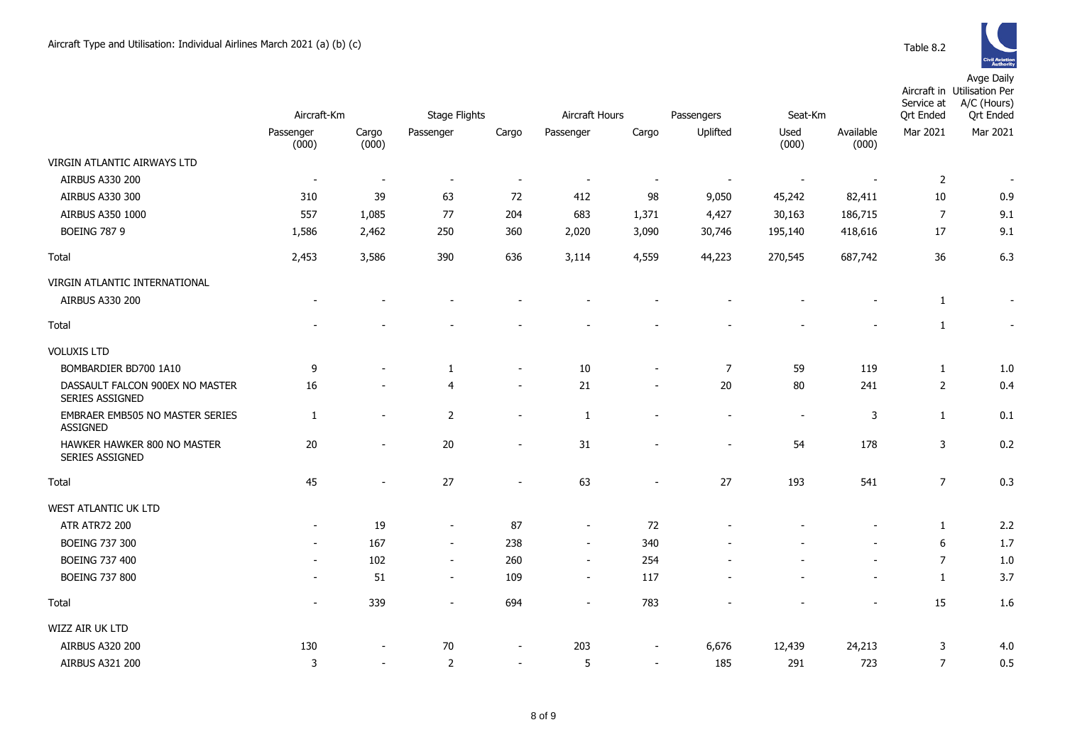# Aircraft Type and Utilisation: Individual Airlines March 2021 (a) (b) (c)

Table 8.2

| | Aircraft-Km | | Stage Flights | | Aircraft Hours | | Passengers | Seat-Km | | Aircraft in Service at Qrt Ended | Avge Daily Utilisation Per A/C (Hours) Qrt Ended |
|---|---|---|---|---|---|---|---|---|---|---|---|
| | Passenger (000) | Cargo (000) | Passenger | Cargo | Passenger | Cargo | Uplifted | Used (000) | Available (000) | Mar 2021 | Mar 2021 |
| VIRGIN ATLANTIC AIRWAYS LTD | | | | | | | | | | | |
| AIRBUS A330 200 | - | - | - | - | - | - | - | - | - | 2 | - |
| AIRBUS A330 300 | 310 | 39 | 63 | 72 | 412 | 98 | 9,050 | 45,242 | 82,411 | 10 | 0.9 |
| AIRBUS A350 1000 | 557 | 1,085 | 77 | 204 | 683 | 1,371 | 4,427 | 30,163 | 186,715 | 7 | 9.1 |
| BOEING 787 9 | 1,586 | 2,462 | 250 | 360 | 2,020 | 3,090 | 30,746 | 195,140 | 418,616 | 17 | 9.1 |
| Total | 2,453 | 3,586 | 390 | 636 | 3,114 | 4,559 | 44,223 | 270,545 | 687,742 | 36 | 6.3 |
| VIRGIN ATLANTIC INTERNATIONAL | | | | | | | | | | | |
| AIRBUS A330 200 | - | - | - | - | - | - | - | - | - | 1 | - |
| Total | - | - | - | - | - | - | - | - | - | 1 | - |
| VOLUXIS LTD | | | | | | | | | | | |
| BOMBARDIER BD700 1A10 | 9 | - | 1 | - | 10 | - | 7 | 59 | 119 | 1 | 1.0 |
| DASSAULT FALCON 900EX NO MASTER SERIES ASSIGNED | 16 | - | 4 | - | 21 | - | 20 | 80 | 241 | 2 | 0.4 |
| EMBRAER EMB505 NO MASTER SERIES ASSIGNED | 1 | - | 2 | - | 1 | - | - | - | 3 | 1 | 0.1 |
| HAWKER HAWKER 800 NO MASTER SERIES ASSIGNED | 20 | - | 20 | - | 31 | - | - | 54 | 178 | 3 | 0.2 |
| Total | 45 | - | 27 | - | 63 | - | 27 | 193 | 541 | 7 | 0.3 |
| WEST ATLANTIC UK LTD | | | | | | | | | | | |
| ATR ATR72 200 | - | 19 | - | 87 | - | 72 | - | - | - | 1 | 2.2 |
| BOEING 737 300 | - | 167 | - | 238 | - | 340 | - | - | - | 6 | 1.7 |
| BOEING 737 400 | - | 102 | - | 260 | - | 254 | - | - | - | 7 | 1.0 |
| BOEING 737 800 | - | 51 | - | 109 | - | 117 | - | - | - | 1 | 3.7 |
| Total | - | 339 | - | 694 | - | 783 | - | - | - | 15 | 1.6 |
| WIZZ AIR UK LTD | | | | | | | | | | | |
| AIRBUS A320 200 | 130 | - | 70 | - | 203 | - | 6,676 | 12,439 | 24,213 | 3 | 4.0 |
| AIRBUS A321 200 | 3 | - | 2 | - | 5 | - | 185 | 291 | 723 | 7 | 0.5 |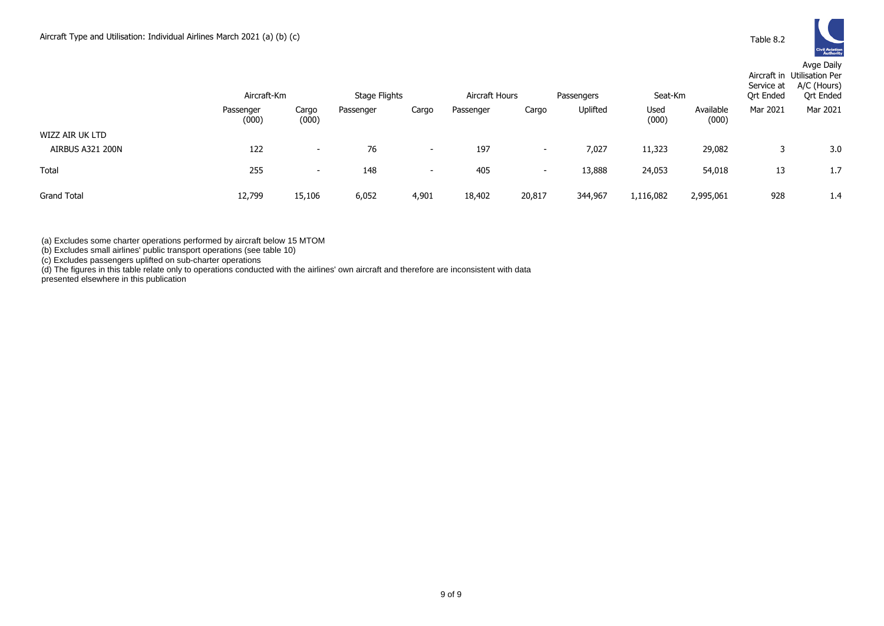Aircraft Type and Utilisation: Individual Airlines March 2021 (a) (b) (c)

Table 8.2

| | Aircraft-Km | | Stage Flights | | Aircraft Hours | | Passengers | Seat-Km | | Aircraft in Service at Qrt Ended | Avge Daily Utilisation Per A/C (Hours) Qrt Ended |
|---|---|---|---|---|---|---|---|---|---|---|---|
| | Passenger (000) | Cargo (000) | Passenger | Cargo | Passenger | Cargo | Uplifted | Used (000) | Available (000) | Mar 2021 | Mar 2021 |
| WIZZ AIR UK LTD | | | | | | | | | | | |
| AIRBUS A321 200N | 122 | - | 76 | - | 197 | - | 7,027 | 11,323 | 29,082 | 3 | 3.0 |
| Total | 255 | - | 148 | - | 405 | - | 13,888 | 24,053 | 54,018 | 13 | 1.7 |
| Grand Total | 12,799 | 15,106 | 6,052 | 4,901 | 18,402 | 20,817 | 344,967 | 1,116,082 | 2,995,061 | 928 | 1.4 |

(a) Excludes some charter operations performed by aircraft below 15 MTOM

(b) Excludes small airlines' public transport operations (see table 10)

(c) Excludes passengers uplifted on sub-charter operations

(d) The figures in this table relate only to operations conducted with the airlines' own aircraft and therefore are inconsistent with data presented elsewhere in this publication